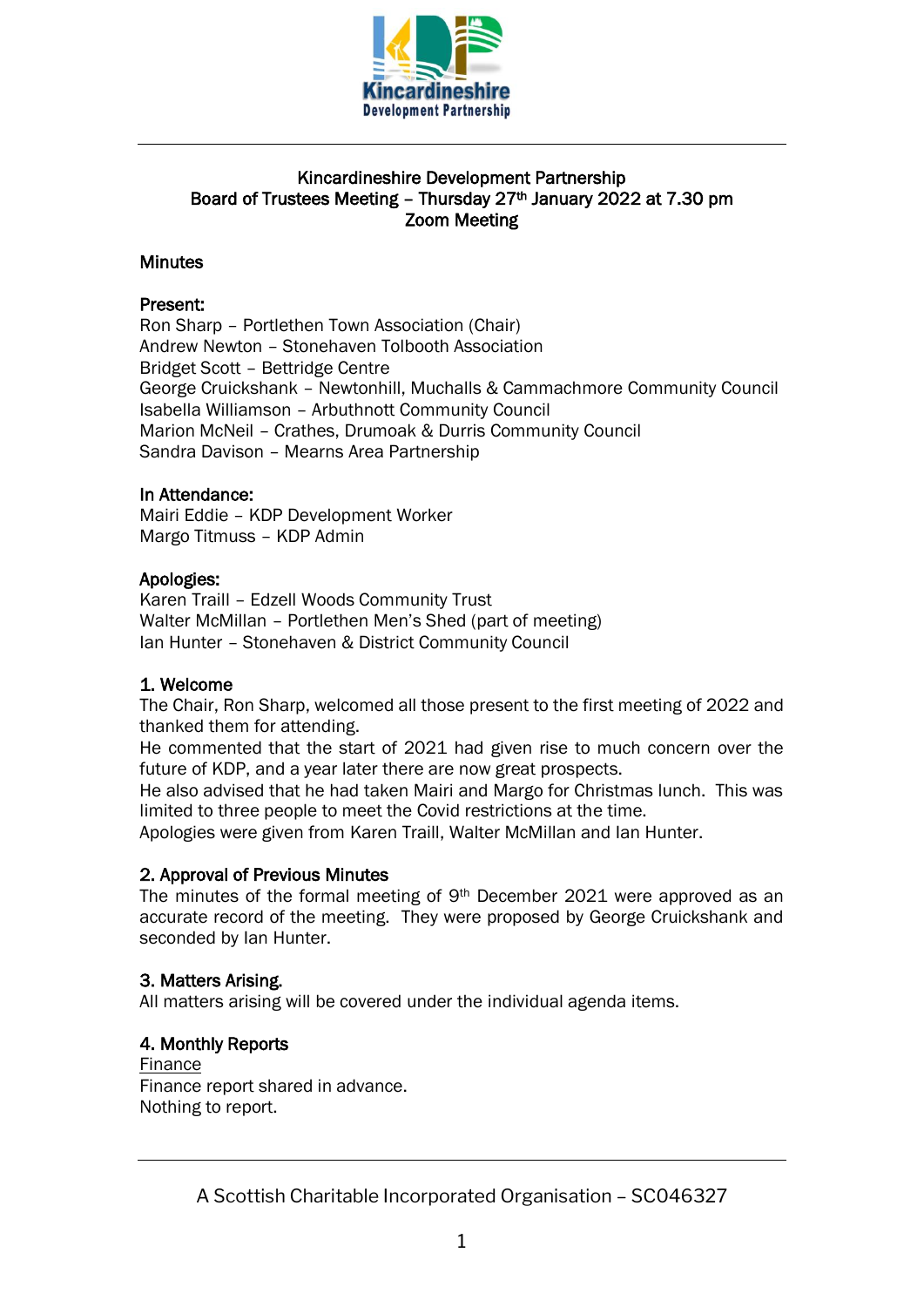Kincardineshire Development Partnership

# Kincardineshire Development Partnership
## Board of Trustees Meeting – Thursday 27th January 2022 at 7.30 pm
## Zoom Meeting

### Minutes

**Present:**
Ron Sharp – Portlethen Town Association (Chair)
Andrew Newton – Stonehaven Tolbooth Association
Bridget Scott – Bettridge Centre
George Cruickshank – Newtonhill, Muchalls & Cammachmore Community Council
Isabella Williamson – Arbuthnott Community Council
Marion McNeil – Crathes, Drumoak & Durris Community Council
Sandra Davison – Mearns Area Partnership

**In Attendance:**
Mairi Eddie – KDP Development Worker
Margo Titmuss – KDP Admin

**Apologies:**
Karen Traill – Edzell Woods Community Trust
Walter McMillan – Portlethen Men's Shed (part of meeting)
Ian Hunter – Stonehaven & District Community Council

### 1. Welcome
The Chair, Ron Sharp, welcomed all those present to the first meeting of 2022 and thanked them for attending.
He commented that the start of 2021 had given rise to much concern over the future of KDP, and a year later there are now great prospects.
He also advised that he had taken Mairi and Margo for Christmas lunch. This was limited to three people to meet the Covid restrictions at the time.
Apologies were given from Karen Traill, Walter McMillan and Ian Hunter.

### 2. Approval of Previous Minutes
The minutes of the formal meeting of 9th December 2021 were approved as an accurate record of the meeting. They were proposed by George Cruickshank and seconded by Ian Hunter.

### 3. Matters Arising.
All matters arising will be covered under the individual agenda items.

### 4. Monthly Reports
Finance
Finance report shared in advance.
Nothing to report.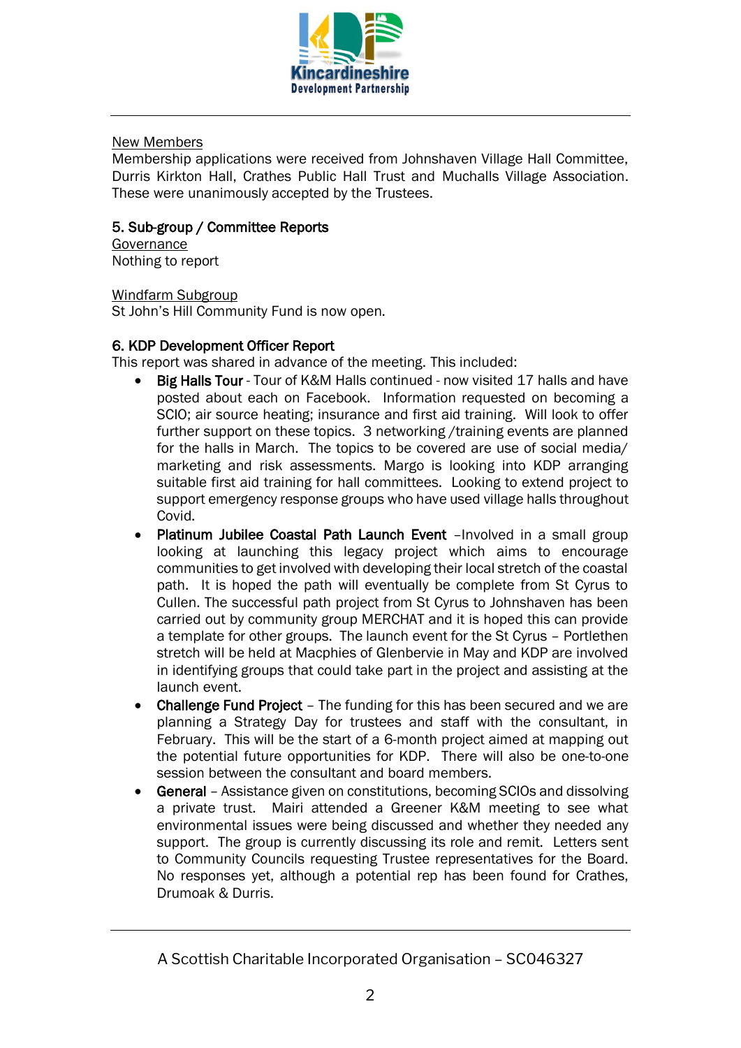New Members

Membership applications were received from Johnshaven Village Hall Committee, Durris Kirkton Hall, Crathes Public Hall Trust and Muchalls Village Association. These were unanimously accepted by the Trustees.

### 5. Sub-group / Committee Reports

Governance

Nothing to report

Windfarm Subgroup

St John's Hill Community Fund is now open.

### 6. KDP Development Officer Report

This report was shared in advance of the meeting. This included:

- **Big Halls Tour** - Tour of K&M Halls continued - now visited 17 halls and have posted about each on Facebook. Information requested on becoming a SCIO; air source heating; insurance and first aid training. Will look to offer further support on these topics. 3 networking /training events are planned for the halls in March. The topics to be covered are use of social media/ marketing and risk assessments. Margo is looking into KDP arranging suitable first aid training for hall committees. Looking to extend project to support emergency response groups who have used village halls throughout Covid.
- **Platinum Jubilee Coastal Path Launch Event** –Involved in a small group looking at launching this legacy project which aims to encourage communities to get involved with developing their local stretch of the coastal path. It is hoped the path will eventually be complete from St Cyrus to Cullen. The successful path project from St Cyrus to Johnshaven has been carried out by community group MERCHAT and it is hoped this can provide a template for other groups. The launch event for the St Cyrus – Portlethen stretch will be held at Macphies of Glenbervie in May and KDP are involved in identifying groups that could take part in the project and assisting at the launch event.
- **Challenge Fund Project** – The funding for this has been secured and we are planning a Strategy Day for trustees and staff with the consultant, in February. This will be the start of a 6-month project aimed at mapping out the potential future opportunities for KDP. There will also be one-to-one session between the consultant and board members.
- **General** – Assistance given on constitutions, becoming SCIOs and dissolving a private trust. Mairi attended a Greener K&M meeting to see what environmental issues were being discussed and whether they needed any support. The group is currently discussing its role and remit. Letters sent to Community Councils requesting Trustee representatives for the Board. No responses yet, although a potential rep has been found for Crathes, Drumoak & Durris.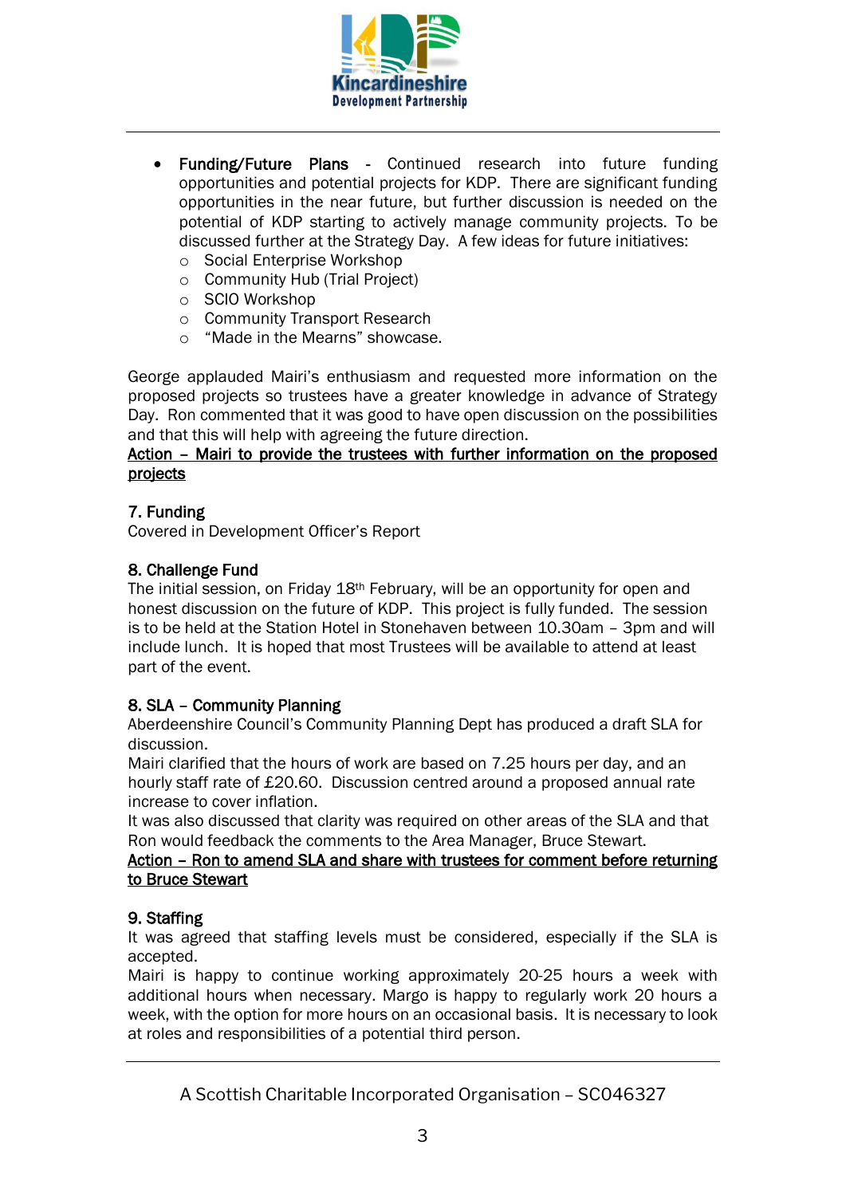- **Funding/Future Plans** - Continued research into future funding opportunities and potential projects for KDP. There are significant funding opportunities in the near future, but further discussion is needed on the potential of KDP starting to actively manage community projects. To be discussed further at the Strategy Day. A few ideas for future initiatives:
    - Social Enterprise Workshop
    - Community Hub (Trial Project)
    - SCIO Workshop
    - Community Transport Research
    - "Made in the Mearns" showcase.

George applauded Mairi's enthusiasm and requested more information on the proposed projects so trustees have a greater knowledge in advance of Strategy Day. Ron commented that it was good to have open discussion on the possibilities and that this will help with agreeing the future direction.

**Action – Mairi to provide the trustees with further information on the proposed projects**

## 7. Funding

Covered in Development Officer's Report

## 8. Challenge Fund

The initial session, on Friday 18th February, will be an opportunity for open and honest discussion on the future of KDP. This project is fully funded. The session is to be held at the Station Hotel in Stonehaven between 10.30am – 3pm and will include lunch. It is hoped that most Trustees will be available to attend at least part of the event.

## 8. SLA – Community Planning

Aberdeenshire Council's Community Planning Dept has produced a draft SLA for discussion.

Mairi clarified that the hours of work are based on 7.25 hours per day, and an hourly staff rate of £20.60. Discussion centred around a proposed annual rate increase to cover inflation.

It was also discussed that clarity was required on other areas of the SLA and that Ron would feedback the comments to the Area Manager, Bruce Stewart.

**Action – Ron to amend SLA and share with trustees for comment before returning to Bruce Stewart**

## 9. Staffing

It was agreed that staffing levels must be considered, especially if the SLA is accepted.

Mairi is happy to continue working approximately 20-25 hours a week with additional hours when necessary. Margo is happy to regularly work 20 hours a week, with the option for more hours on an occasional basis. It is necessary to look at roles and responsibilities of a potential third person.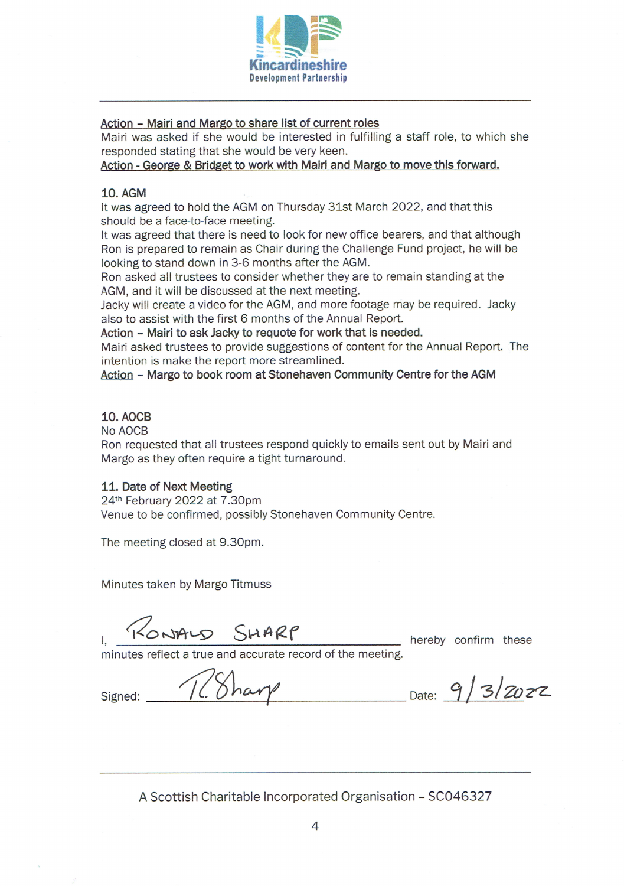Action – Mairi and Margo to share list of current roles

Mairi was asked if she would be interested in fulfilling a staff role, to which she responded stating that she would be very keen.

**Action - George & Bridget to work with Mairi and Margo to move this forward.**

## 10. AGM

It was agreed to hold the AGM on Thursday 31st March 2022, and that this should be a face-to-face meeting.

It was agreed that there is need to look for new office bearers, and that although Ron is prepared to remain as Chair during the Challenge Fund project, he will be looking to stand down in 3-6 months after the AGM.

Ron asked all trustees to consider whether they are to remain standing at the AGM, and it will be discussed at the next meeting.

Jacky will create a video for the AGM, and more footage may be required. Jacky also to assist with the first 6 months of the Annual Report.

**Action – Mairi to ask Jacky to requote for work that is needed.**

Mairi asked trustees to provide suggestions of content for the Annual Report. The intention is make the report more streamlined.

**Action – Margo to book room at Stonehaven Community Centre for the AGM**

## 10. AOCB

No AOCB

Ron requested that all trustees respond quickly to emails sent out by Mairi and Margo as they often require a tight turnaround.

## 11. Date of Next Meeting

24th February 2022 at 7.30pm

Venue to be confirmed, possibly Stonehaven Community Centre.

The meeting closed at 9.30pm.

Minutes taken by Margo Titmuss

I, RONALD SHARP hereby confirm these minutes reflect a true and accurate record of the meeting.

Signed: R. Sharp Date: 9/3/2022

A Scottish Charitable Incorporated Organisation – SC046327